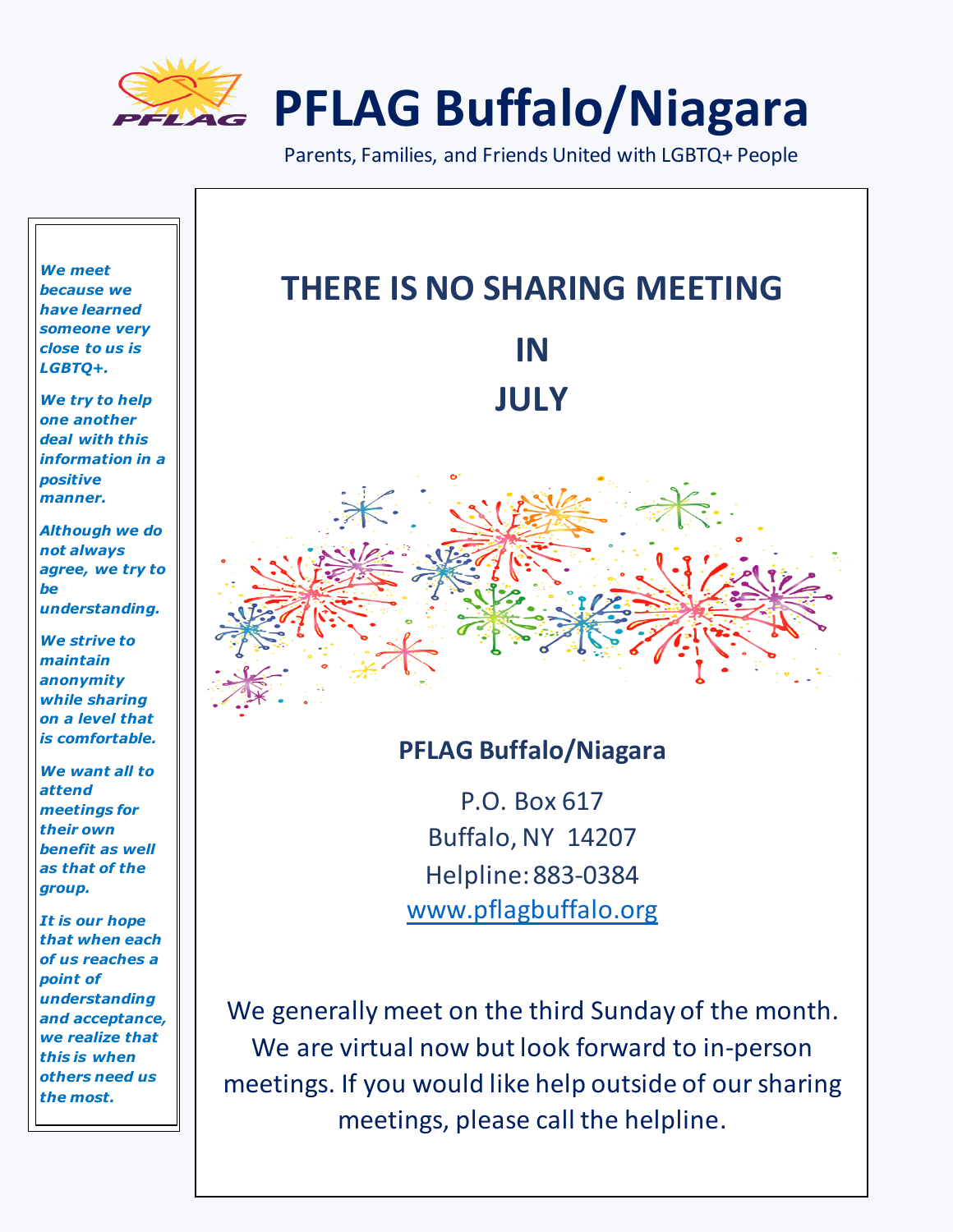# PFLAG Buffalo/Niagara

Parents, Families, and Friends United with LGBTQ+ People

***We meet because we have learned someone very close to us is LGBTQ+.***

***We try to help one another deal with this information in a positive manner.***

***Although we do not always agree, we try to be understanding.***

***We strive to maintain anonymity while sharing on a level that is comfortable.***

***We want all to attend meetings for their own benefit as well as that of the group.***

***It is our hope that when each of us reaches a point of understanding and acceptance, we realize that this is when others need us the most.***

## THERE IS NO SHARING MEETING

## IN

## JULY

**PFLAG Buffalo/Niagara**

P.O. Box 617
Buffalo, NY 14207
Helpline: 883-0384
www.pflagbuffalo.org

We generally meet on the third Sunday of the month. We are virtual now but look forward to in-person meetings. If you would like help outside of our sharing meetings, please call the helpline.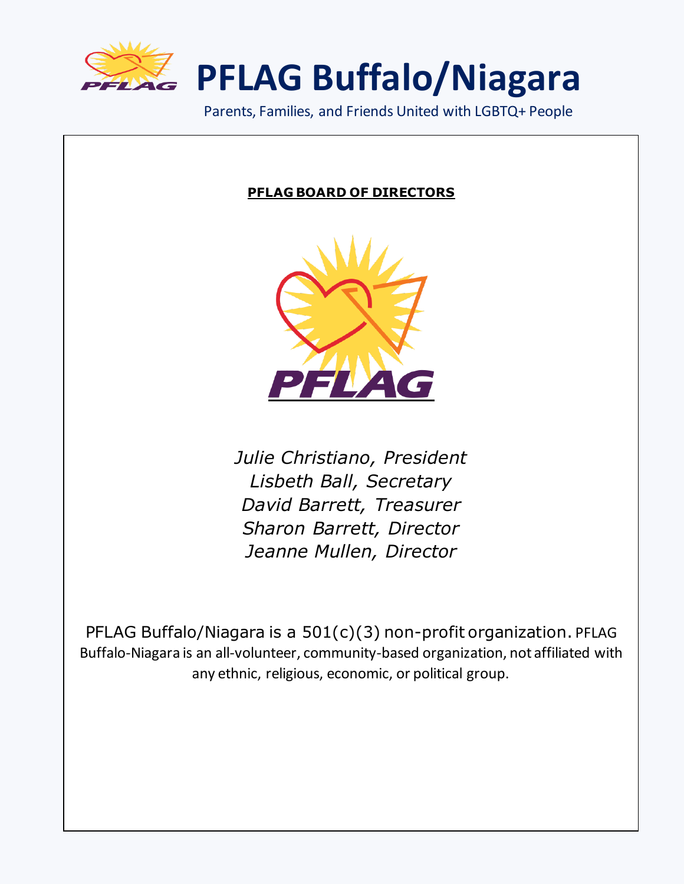# PFLAG Buffalo/Niagara

Parents, Families, and Friends United with LGBTQ+ People

**PFLAG BOARD OF DIRECTORS**

PFLAG

*Julie Christiano, President*
*Lisbeth Ball, Secretary*
*David Barrett, Treasurer*
*Sharon Barrett, Director*
*Jeanne Mullen, Director*

PFLAG Buffalo/Niagara is a 501(c)(3) non-profit organization. PFLAG Buffalo-Niagara is an all-volunteer, community-based organization, not affiliated with any ethnic, religious, economic, or political group.